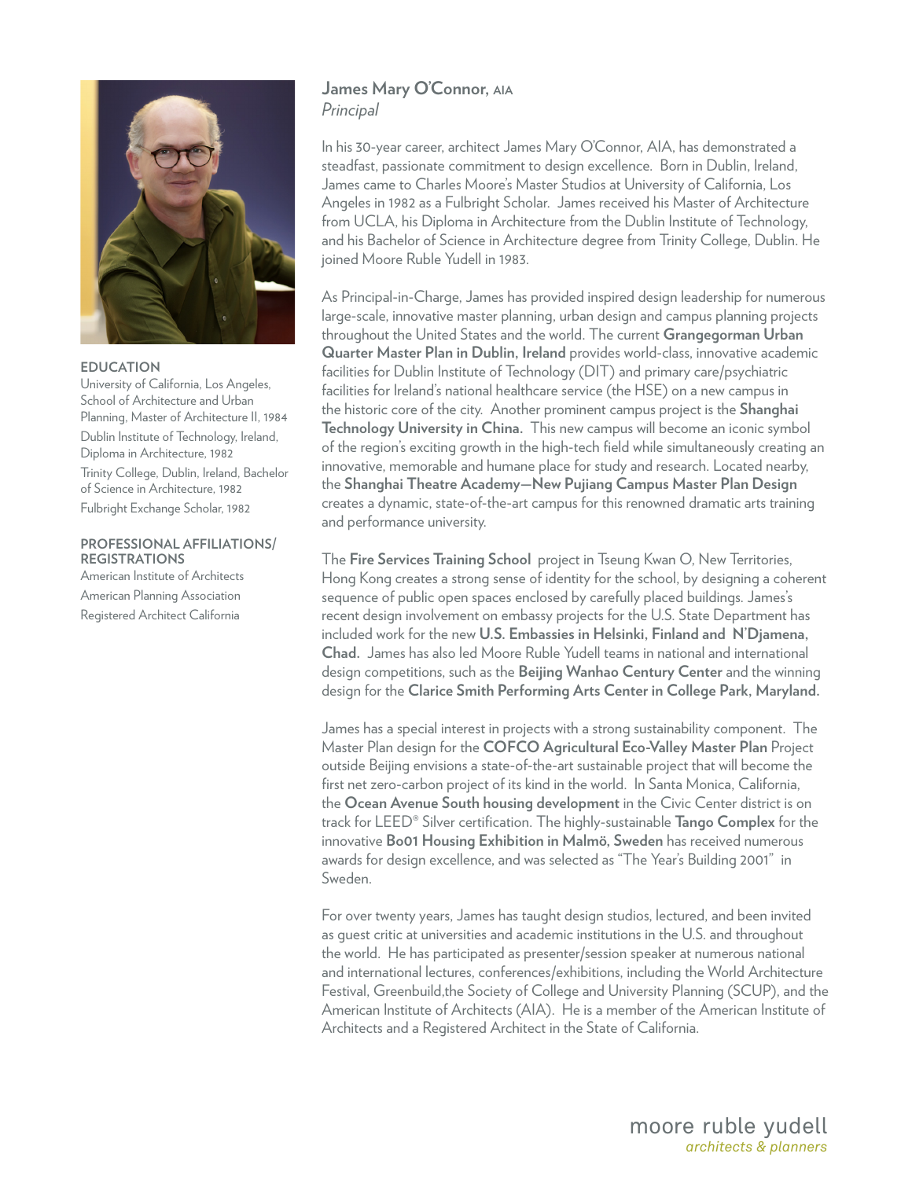# James Mary O'Connor, AIA

*Principal*

In his 30-year career, architect James Mary O'Connor, AIA, has demonstrated a steadfast, passionate commitment to design excellence. Born in Dublin, Ireland, James came to Charles Moore's Master Studios at University of California, Los Angeles in 1982 as a Fulbright Scholar. James received his Master of Architecture from UCLA, his Diploma in Architecture from the Dublin Institute of Technology, and his Bachelor of Science in Architecture degree from Trinity College, Dublin. He joined Moore Ruble Yudell in 1983.

As Principal-in-Charge, James has provided inspired design leadership for numerous large-scale, innovative master planning, urban design and campus planning projects throughout the United States and the world. The current **Grangegorman Urban Quarter Master Plan in Dublin, Ireland** provides world-class, innovative academic facilities for Dublin Institute of Technology (DIT) and primary care/psychiatric facilities for Ireland's national healthcare service (the HSE) on a new campus in the historic core of the city. Another prominent campus project is the **Shanghai Technology University in China.** This new campus will become an iconic symbol of the region's exciting growth in the high-tech field while simultaneously creating an innovative, memorable and humane place for study and research. Located nearby, the **Shanghai Theatre Academy—New Pujiang Campus Master Plan Design** creates a dynamic, state-of-the-art campus for this renowned dramatic arts training and performance university.

The **Fire Services Training School** project in Tseung Kwan O, New Territories, Hong Kong creates a strong sense of identity for the school, by designing a coherent sequence of public open spaces enclosed by carefully placed buildings. James's recent design involvement on embassy projects for the U.S. State Department has included work for the new **U.S. Embassies in Helsinki, Finland and N'Djamena, Chad.** James has also led Moore Ruble Yudell teams in national and international design competitions, such as the **Beijing Wanhao Century Center** and the winning design for the **Clarice Smith Performing Arts Center in College Park, Maryland.**

James has a special interest in projects with a strong sustainability component. The Master Plan design for the **COFCO Agricultural Eco-Valley Master Plan** Project outside Beijing envisions a state-of-the-art sustainable project that will become the first net zero-carbon project of its kind in the world. In Santa Monica, California, the **Ocean Avenue South housing development** in the Civic Center district is on track for LEED® Silver certification. The highly-sustainable **Tango Complex** for the innovative **Bo01 Housing Exhibition in Malmö, Sweden** has received numerous awards for design excellence, and was selected as "The Year's Building 2001" in Sweden.

For over twenty years, James has taught design studios, lectured, and been invited as guest critic at universities and academic institutions in the U.S. and throughout the world. He has participated as presenter/session speaker at numerous national and international lectures, conferences/exhibitions, including the World Architecture Festival, Greenbuild,the Society of College and University Planning (SCUP), and the American Institute of Architects (AIA). He is a member of the American Institute of Architects and a Registered Architect in the State of California.

## EDUCATION

University of California, Los Angeles, School of Architecture and Urban Planning, Master of Architecture II, 1984

Dublin Institute of Technology, Ireland, Diploma in Architecture, 1982

Trinity College, Dublin, Ireland, Bachelor of Science in Architecture, 1982

Fulbright Exchange Scholar, 1982

## PROFESSIONAL AFFILIATIONS/ REGISTRATIONS

American Institute of Architects

American Planning Association

Registered Architect California

moore ruble yudell
*architects & planners*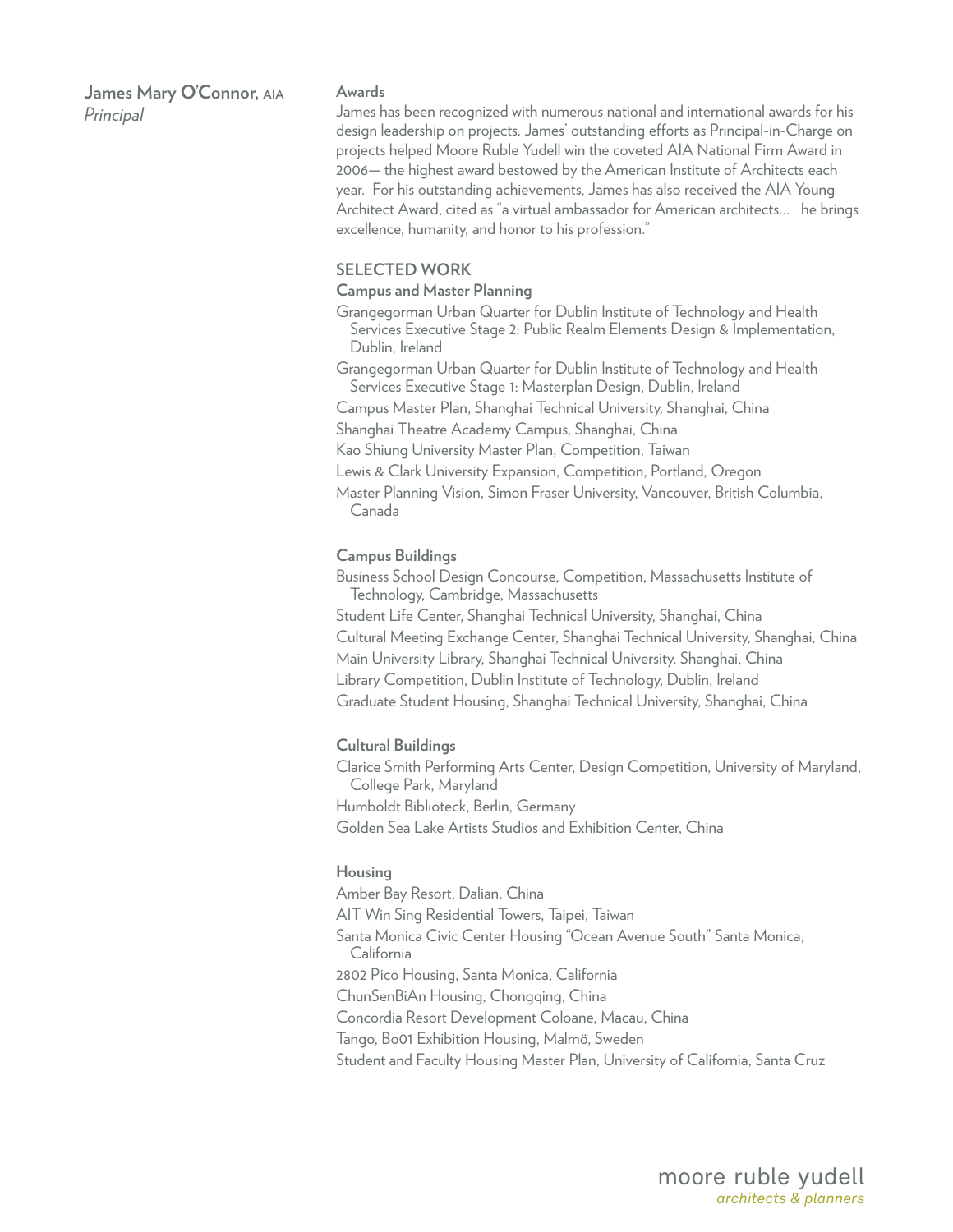**James Mary O'Connor,** AIA
*Principal*

## Awards

James has been recognized with numerous national and international awards for his design leadership on projects. James' outstanding efforts as Principal-in-Charge on projects helped Moore Ruble Yudell win the coveted AIA National Firm Award in 2006— the highest award bestowed by the American Institute of Architects each year. For his outstanding achievements, James has also received the AIA Young Architect Award, cited as "a virtual ambassador for American architects... he brings excellence, humanity, and honor to his profession."

## SELECTED WORK

### Campus and Master Planning

Grangegorman Urban Quarter for Dublin Institute of Technology and Health Services Executive Stage 2: Public Realm Elements Design & Implementation, Dublin, Ireland

Grangegorman Urban Quarter for Dublin Institute of Technology and Health Services Executive Stage 1: Masterplan Design, Dublin, Ireland

Campus Master Plan, Shanghai Technical University, Shanghai, China

Shanghai Theatre Academy Campus, Shanghai, China

Kao Shiung University Master Plan, Competition, Taiwan

Lewis & Clark University Expansion, Competition, Portland, Oregon

Master Planning Vision, Simon Fraser University, Vancouver, British Columbia, Canada

### Campus Buildings

Business School Design Concourse, Competition, Massachusetts Institute of Technology, Cambridge, Massachusetts

Student Life Center, Shanghai Technical University, Shanghai, China

Cultural Meeting Exchange Center, Shanghai Technical University, Shanghai, China

Main University Library, Shanghai Technical University, Shanghai, China

Library Competition, Dublin Institute of Technology, Dublin, Ireland

Graduate Student Housing, Shanghai Technical University, Shanghai, China

### Cultural Buildings

Clarice Smith Performing Arts Center, Design Competition, University of Maryland, College Park, Maryland

Humboldt Biblioteck, Berlin, Germany

Golden Sea Lake Artists Studios and Exhibition Center, China

### Housing

Amber Bay Resort, Dalian, China

AIT Win Sing Residential Towers, Taipei, Taiwan

Santa Monica Civic Center Housing "Ocean Avenue South" Santa Monica, California

2802 Pico Housing, Santa Monica, California

ChunSenBiAn Housing, Chongqing, China

Concordia Resort Development Coloane, Macau, China

Tango, Bo01 Exhibition Housing, Malmö, Sweden

Student and Faculty Housing Master Plan, University of California, Santa Cruz

moore ruble yudell
*architects & planners*